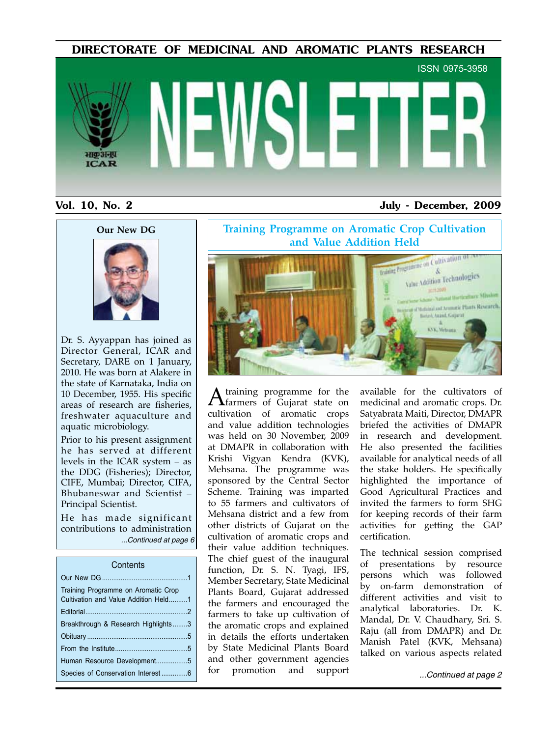# DIRECTORATE OF MEDICINAL AND AROMATIC PLANTS RESEARCH

ISSN 0975-3958

# NEWSLETTER

**Vol. 10, No. 2** **July - December, 2009**

## Our New DG

Dr. S. Ayyappan has joined as Director General, ICAR and Secretary, DARE on 1 January, 2010. He was born at Alakere in the state of Karnataka, India on 10 December, 1955. His specific areas of research are fisheries, freshwater aquaculture and aquatic microbiology.

Prior to his present assignment he has served at different levels in the ICAR system – as the DDG (Fisheries); Director, CIFE, Mumbai; Director, CIFA, Bhubaneswar and Scientist – Principal Scientist.

He has made significant contributions to administration

*...Continued at page 6*

### Contents

- Our New DG ....................................1
- Training Programme on Aromatic Crop Cultivation and Value Addition Held..........1
- Editorial ....................................2
- Breakthrough & Research Highlights........3
- Obituary ....................................5
- From the Institute ....................................5
- Human Resource Development.................5
- Species of Conservation Interest .............6

## Training Programme on Aromatic Crop Cultivation and Value Addition Held

A training programme for the farmers of Gujarat state on cultivation of aromatic crops and value addition technologies was held on 30 November, 2009 at DMAPR in collaboration with Krishi Vigyan Kendra (KVK), Mehsana. The programme was sponsored by the Central Sector Scheme. Training was imparted to 55 farmers and cultivators of Mehsana district and a few from other districts of Gujarat on the cultivation of aromatic crops and their value addition techniques. The chief guest of the inaugural function, Dr. S. N. Tyagi, IFS, Member Secretary, State Medicinal Plants Board, Gujarat addressed the farmers and encouraged the farmers to take up cultivation of the aromatic crops and explained in details the efforts undertaken by State Medicinal Plants Board and other government agencies for promotion and support available for the cultivators of medicinal and aromatic crops. Dr. Satyabrata Maiti, Director, DMAPR briefed the activities of DMAPR in research and development. He also presented the facilities available for analytical needs of all the stake holders. He specifically highlighted the importance of Good Agricultural Practices and invited the farmers to form SHG for keeping records of their farm activities for getting the GAP certification.

The technical session comprised of presentations by resource persons which was followed by on-farm demonstration of different activities and visit to analytical laboratories. Dr. K. Mandal, Dr. V. Chaudhary, Sri. S. Raju (all from DMAPR) and Dr. Manish Patel (KVK, Mehsana) talked on various aspects related

*...Continued at page 2*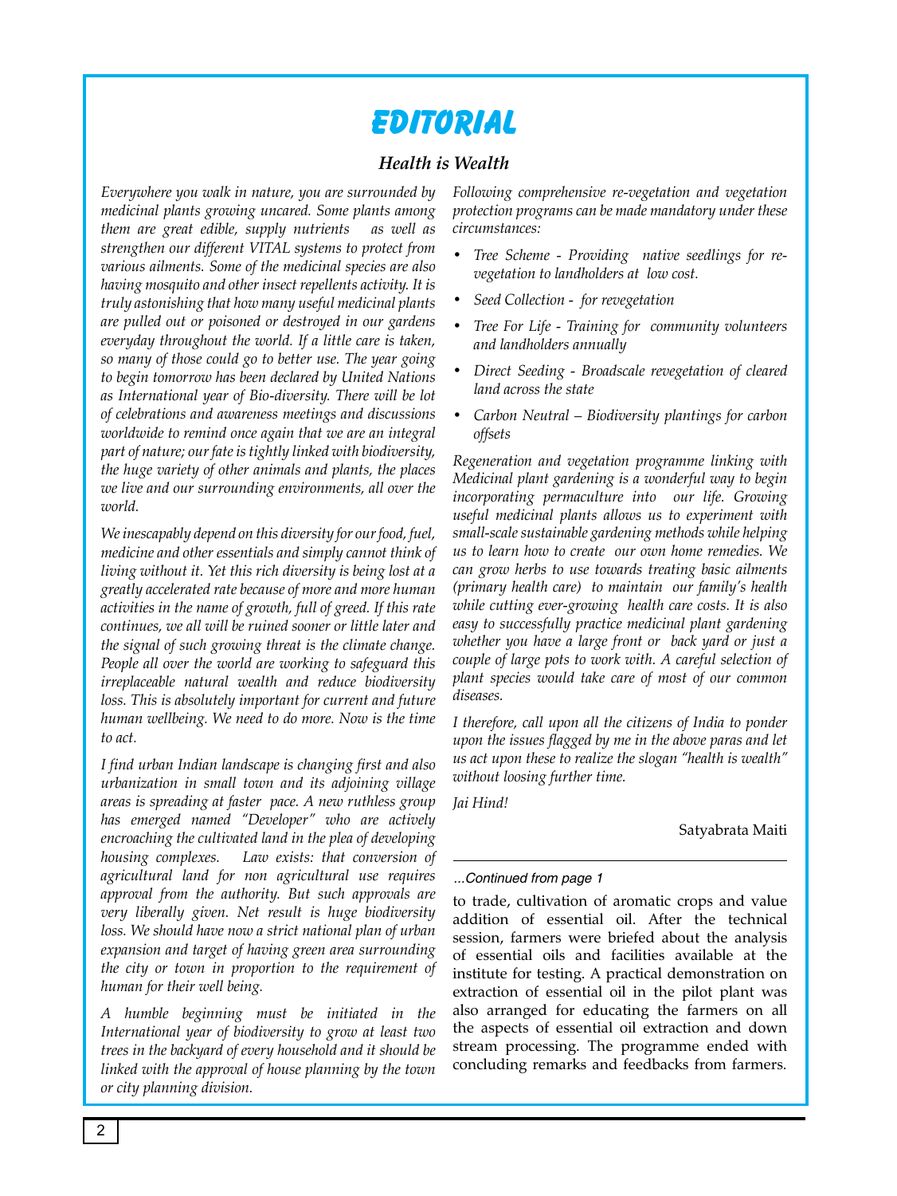# EDITORIAL

## *Health is Wealth*

*Everywhere you walk in nature, you are surrounded by medicinal plants growing uncared. Some plants among them are great edible, supply nutrients as well as strengthen our different VITAL systems to protect from various ailments. Some of the medicinal species are also having mosquito and other insect repellents activity. It is truly astonishing that how many useful medicinal plants are pulled out or poisoned or destroyed in our gardens everyday throughout the world. If a little care is taken, so many of those could go to better use. The year going to begin tomorrow has been declared by United Nations as International year of Bio-diversity. There will be lot of celebrations and awareness meetings and discussions worldwide to remind once again that we are an integral part of nature; our fate is tightly linked with biodiversity, the huge variety of other animals and plants, the places we live and our surrounding environments, all over the world.*

*We inescapably depend on this diversity for our food, fuel, medicine and other essentials and simply cannot think of living without it. Yet this rich diversity is being lost at a greatly accelerated rate because of more and more human activities in the name of growth, full of greed. If this rate continues, we all will be ruined sooner or little later and the signal of such growing threat is the climate change. People all over the world are working to safeguard this irreplaceable natural wealth and reduce biodiversity loss. This is absolutely important for current and future human wellbeing. We need to do more. Now is the time to act.*

*I find urban Indian landscape is changing first and also urbanization in small town and its adjoining village areas is spreading at faster pace. A new ruthless group has emerged named "Developer" who are actively encroaching the cultivated land in the plea of developing housing complexes. Law exists: that conversion of agricultural land for non agricultural use requires approval from the authority. But such approvals are very liberally given. Net result is huge biodiversity loss. We should have now a strict national plan of urban expansion and target of having green area surrounding the city or town in proportion to the requirement of human for their well being.*

*A humble beginning must be initiated in the International year of biodiversity to grow at least two trees in the backyard of every household and it should be linked with the approval of house planning by the town or city planning division.*

*Following comprehensive re-vegetation and vegetation protection programs can be made mandatory under these circumstances:*

- *Tree Scheme - Providing native seedlings for re-vegetation to landholders at low cost.*
- *Seed Collection - for revegetation*
- *Tree For Life - Training for community volunteers and landholders annually*
- *Direct Seeding - Broadscale revegetation of cleared land across the state*
- *Carbon Neutral – Biodiversity plantings for carbon offsets*

*Regeneration and vegetation programme linking with Medicinal plant gardening is a wonderful way to begin incorporating permaculture into our life. Growing useful medicinal plants allows us to experiment with small-scale sustainable gardening methods while helping us to learn how to create our own home remedies. We can grow herbs to use towards treating basic ailments (primary health care) to maintain our family's health while cutting ever-growing health care costs. It is also easy to successfully practice medicinal plant gardening whether you have a large front or back yard or just a couple of large pots to work with. A careful selection of plant species would take care of most of our common diseases.*

*I therefore, call upon all the citizens of India to ponder upon the issues flagged by me in the above paras and let us act upon these to realize the slogan "health is wealth" without loosing further time.*

*Jai Hind!*

Satyabrata Maiti

---

*...Continued from page 1*

to trade, cultivation of aromatic crops and value addition of essential oil. After the technical session, farmers were briefed about the analysis of essential oils and facilities available at the institute for testing. A practical demonstration on extraction of essential oil in the pilot plant was also arranged for educating the farmers on all the aspects of essential oil extraction and down stream processing. The programme ended with concluding remarks and feedbacks from farmers.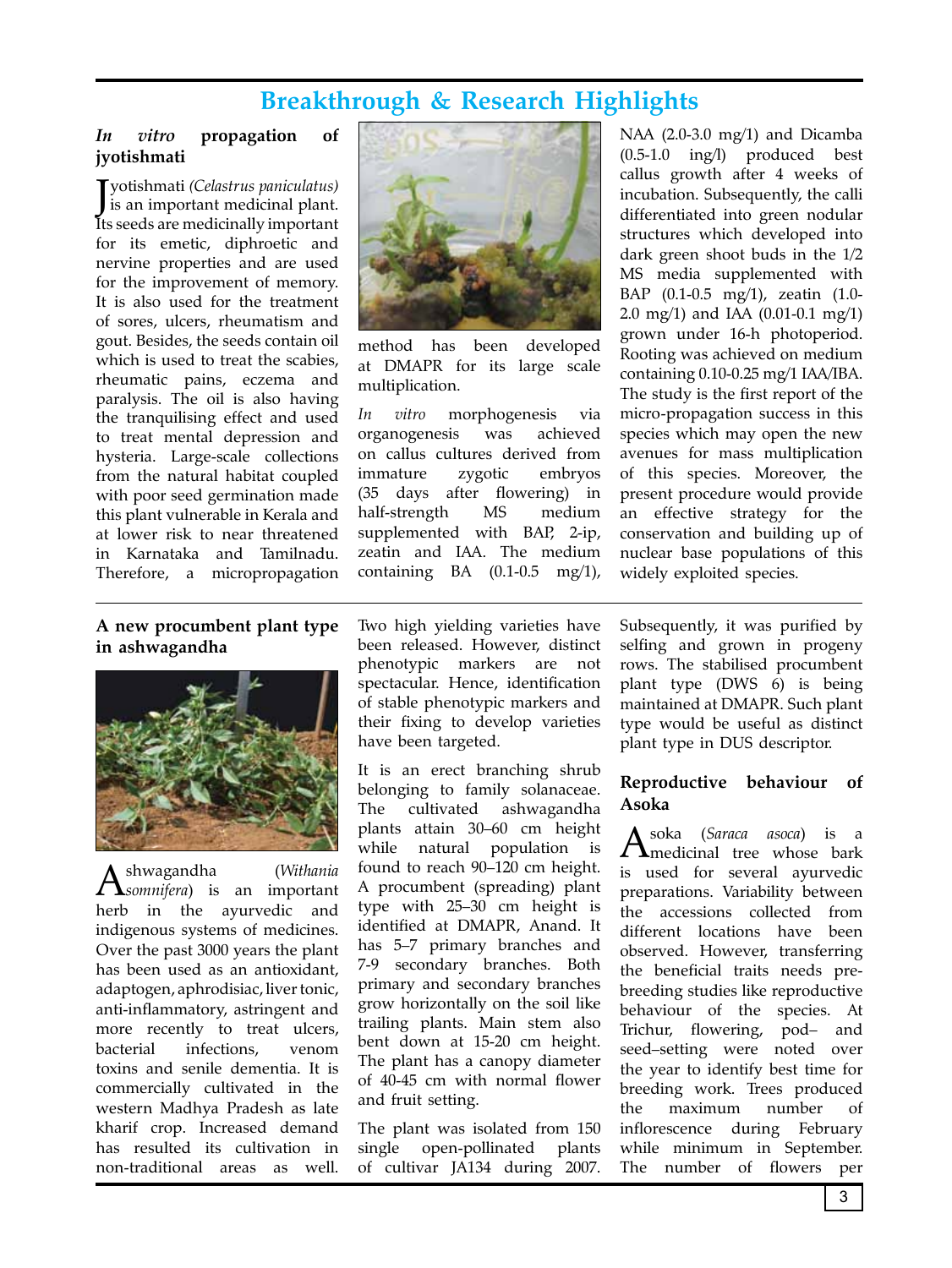## Breakthrough & Research Highlights

### *In vitro* propagation of jyotishmati

Jyotishmati *(Celastrus paniculatus)* is an important medicinal plant. Its seeds are medicinally important for its emetic, diphroetic and nervine properties and are used for the improvement of memory. It is also used for the treatment of sores, ulcers, rheumatism and gout. Besides, the seeds contain oil which is used to treat the scabies, rheumatic pains, eczema and paralysis. The oil is also having the tranquilising effect and used to treat mental depression and hysteria. Large-scale collections from the natural habitat coupled with poor seed germination made this plant vulnerable in Kerala and at lower risk to near threatened in Karnataka and Tamilnadu. Therefore, a micropropagation method has been developed at DMAPR for its large scale multiplication.

*In vitro* morphogenesis via organogenesis was achieved on callus cultures derived from immature zygotic embryos (35 days after flowering) in half-strength MS medium supplemented with BAP, 2-ip, zeatin and IAA. The medium containing BA (0.1-0.5 mg/1), NAA (2.0-3.0 mg/1) and Dicamba (0.5-1.0 ing/l) produced best callus growth after 4 weeks of incubation. Subsequently, the calli differentiated into green nodular structures which developed into dark green shoot buds in the 1/2 MS media supplemented with BAP (0.1-0.5 mg/1), zeatin (1.0-2.0 mg/1) and IAA (0.01-0.1 mg/1) grown under 16-h photoperiod. Rooting was achieved on medium containing 0.10-0.25 mg/1 IAA/IBA. The study is the first report of the micro-propagation success in this species which may open the new avenues for mass multiplication of this species. Moreover, the present procedure would provide an effective strategy for the conservation and building up of nuclear base populations of this widely exploited species.

### A new procumbent plant type in ashwagandha

Ashwagandha (*Withania somnifera*) is an important herb in the ayurvedic and indigenous systems of medicines. Over the past 3000 years the plant has been used as an antioxidant, adaptogen, aphrodisiac, liver tonic, anti-inflammatory, astringent and more recently to treat ulcers, bacterial infections, venom toxins and senile dementia. It is commercially cultivated in the western Madhya Pradesh as late kharif crop. Increased demand has resulted its cultivation in non-traditional areas as well. Two high yielding varieties have been released. However, distinct phenotypic markers are not spectacular. Hence, identification of stable phenotypic markers and their fixing to develop varieties have been targeted.

It is an erect branching shrub belonging to family solanaceae. The cultivated ashwagandha plants attain 30–60 cm height while natural population is found to reach 90–120 cm height. A procumbent (spreading) plant type with 25–30 cm height is identified at DMAPR, Anand. It has 5–7 primary branches and 7-9 secondary branches. Both primary and secondary branches grow horizontally on the soil like trailing plants. Main stem also bent down at 15-20 cm height. The plant has a canopy diameter of 40-45 cm with normal flower and fruit setting.

The plant was isolated from 150 single open-pollinated plants of cultivar JA134 during 2007. Subsequently, it was purified by selfing and grown in progeny rows. The stabilised procumbent plant type (DWS 6) is being maintained at DMAPR. Such plant type would be useful as distinct plant type in DUS descriptor.

### Reproductive behaviour of Asoka

Asoka (*Saraca asoca*) is a medicinal tree whose bark is used for several ayurvedic preparations. Variability between the accessions collected from different locations have been observed. However, transferring the beneficial traits needs pre-breeding studies like reproductive behaviour of the species. At Trichur, flowering, pod– and seed–setting were noted over the year to identify best time for breeding work. Trees produced the maximum number of inflorescence during February while minimum in September. The number of flowers per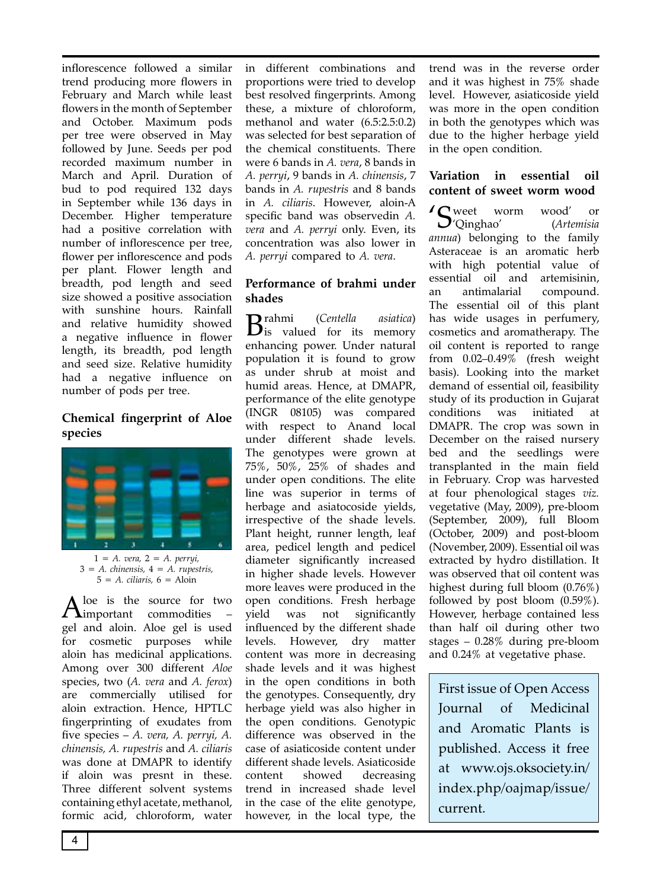inflorescence followed a similar trend producing more flowers in February and March while least flowers in the month of September and October. Maximum pods per tree were observed in May followed by June. Seeds per pod recorded maximum number in March and April. Duration of bud to pod required 132 days in September while 136 days in December. Higher temperature had a positive correlation with number of inflorescence per tree, flower per inflorescence and pods per plant. Flower length and breadth, pod length and seed size showed a positive association with sunshine hours. Rainfall and relative humidity showed a negative influence in flower length, its breadth, pod length and seed size. Relative humidity had a negative influence on number of pods per tree.

## Chemical fingerprint of Aloe species

1 = *A. vera,* 2 = *A. perryi,* 3 = *A. chinensis,* 4 = *A. rupestris,* 5 = *A. ciliaris,* 6 = Aloin

Aloe is the source for two important commodities – gel and aloin. Aloe gel is used for cosmetic purposes while aloin has medicinal applications. Among over 300 different *Aloe* species, two (*A. vera* and *A. ferox*) are commercially utilised for aloin extraction. Hence, HPTLC fingerprinting of exudates from five species – *A. vera, A. perryi, A. chinensis, A. rupestris* and *A. ciliaris* was done at DMAPR to identify if aloin was presnt in these. Three different solvent systems containing ethyl acetate, methanol, formic acid, chloroform, water in different combinations and proportions were tried to develop best resolved fingerprints. Among these, a mixture of chloroform, methanol and water (6.5:2.5:0.2) was selected for best separation of the chemical constituents. There were 6 bands in *A. vera*, 8 bands in *A. perryi*, 9 bands in *A. chinensis*, 7 bands in *A. rupestris* and 8 bands in *A. ciliaris*. However, aloin-A specific band was observedin *A. vera* and *A. perryi* only. Even, its concentration was also lower in *A. perryi* compared to *A. vera*.

## Performance of brahmi under shades

Brahmi (*Centella asiatica*) is valued for its memory enhancing power. Under natural population it is found to grow as under shrub at moist and humid areas. Hence, at DMAPR, performance of the elite genotype (INGR 08105) was compared with respect to Anand local under different shade levels. The genotypes were grown at 75%, 50%, 25% of shades and under open conditions. The elite line was superior in terms of herbage and asiatocoside yields, irrespective of the shade levels. Plant height, runner length, leaf area, pedicel length and pedicel diameter significantly increased in higher shade levels. However more leaves were produced in the open conditions. Fresh herbage yield was not significantly influenced by the different shade levels. However, dry matter content was more in decreasing shade levels and it was highest in the open conditions in both the genotypes. Consequently, dry herbage yield was also higher in the open conditions. Genotypic difference was observed in the case of asiaticoside content under different shade levels. Asiaticoside content showed decreasing trend in increased shade level in the case of the elite genotype, however, in the local type, the trend was in the reverse order and it was highest in 75% shade level. However, asiaticoside yield was more in the open condition in both the genotypes which was due to the higher herbage yield in the open condition.

## Variation in essential oil content of sweet worm wood

'Sweet worm wood' or 'Qinghao' (*Artemisia annua*) belonging to the family Asteraceae is an aromatic herb with high potential value of essential oil and artemisinin, an antimalarial compound. The essential oil of this plant has wide usages in perfumery, cosmetics and aromatherapy. The oil content is reported to range from 0.02–0.49% (fresh weight basis). Looking into the market demand of essential oil, feasibility study of its production in Gujarat conditions was initiated at DMAPR. The crop was sown in December on the raised nursery bed and the seedlings were transplanted in the main field in February. Crop was harvested at four phenological stages *viz.* vegetative (May, 2009), pre-bloom (September, 2009), full Bloom (October, 2009) and post-bloom (November, 2009). Essential oil was extracted by hydro distillation. It was observed that oil content was highest during full bloom (0.76%) followed by post bloom (0.59%). However, herbage contained less than half oil during other two stages – 0.28% during pre-bloom and 0.24% at vegetative phase.

First issue of Open Access Journal of Medicinal and Aromatic Plants is published. Access it free at www.ojs.oksociety.in/index.php/oajmap/issue/current.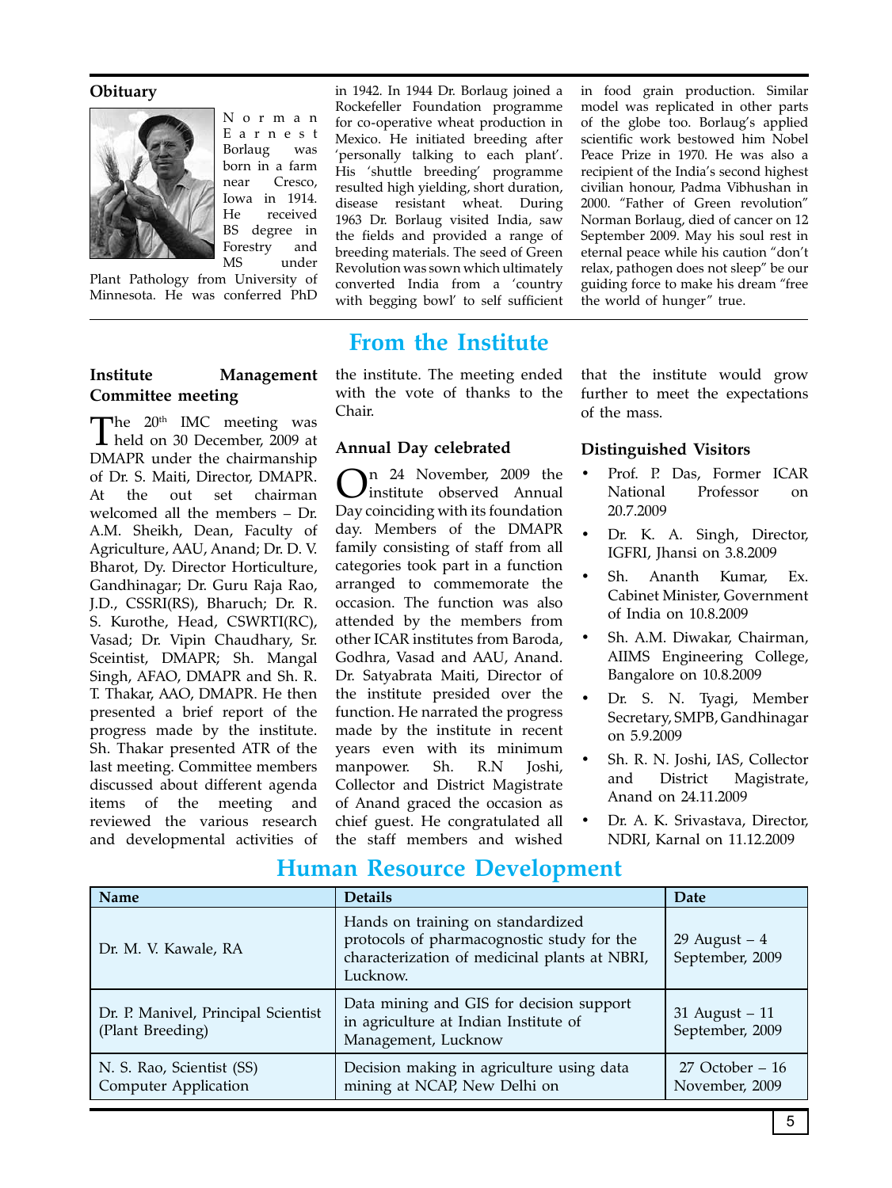## Obituary

Norman Earnest Borlaug was born in a farm near Cresco, Iowa in 1914. He received BS degree in Forestry and MS under Plant Pathology from University of Minnesota. He was conferred PhD in 1942. In 1944 Dr. Borlaug joined a Rockefeller Foundation programme for co-operative wheat production in Mexico. He initiated breeding after 'personally talking to each plant'. His 'shuttle breeding' programme resulted high yielding, short duration, disease resistant wheat. During 1963 Dr. Borlaug visited India, saw the fields and provided a range of breeding materials. The seed of Green Revolution was sown which ultimately converted India from a 'country with begging bowl' to self sufficient in food grain production. Similar model was replicated in other parts of the globe too. Borlaug's applied scientific work bestowed him Nobel Peace Prize in 1970. He was also a recipient of the India's second highest civilian honour, Padma Vibhushan in 2000. "Father of Green revolution" Norman Borlaug, died of cancer on 12 September 2009. May his soul rest in eternal peace while his caution "don't relax, pathogen does not sleep" be our guiding force to make his dream "free the world of hunger" true.

# From the Institute

### Institute Management Committee meeting

The 20th IMC meeting was held on 30 December, 2009 at DMAPR under the chairmanship of Dr. S. Maiti, Director, DMAPR. At the out set chairman welcomed all the members – Dr. A.M. Sheikh, Dean, Faculty of Agriculture, AAU, Anand; Dr. D. V. Bharot, Dy. Director Horticulture, Gandhinagar; Dr. Guru Raja Rao, J.D., CSSRI(RS), Bharuch; Dr. R. S. Kurothe, Head, CSWRTI(RC), Vasad; Dr. Vipin Chaudhary, Sr. Sceintist, DMAPR; Sh. Mangal Singh, AFAO, DMAPR and Sh. R. T. Thakar, AAO, DMAPR. He then presented a brief report of the progress made by the institute. Sh. Thakar presented ATR of the last meeting. Committee members discussed about different agenda items of the meeting and reviewed the various research and developmental activities of the institute. The meeting ended with the vote of thanks to the Chair.

### Annual Day celebrated

On 24 November, 2009 the institute observed Annual Day coinciding with its foundation day. Members of the DMAPR family consisting of staff from all categories took part in a function arranged to commemorate the occasion. The function was also attended by the members from other ICAR institutes from Baroda, Godhra, Vasad and AAU, Anand. Dr. Satyabrata Maiti, Director of the institute presided over the function. He narrated the progress made by the institute in recent years even with its minimum manpower. Sh. R.N Joshi, Collector and District Magistrate of Anand graced the occasion as chief guest. He congratulated all the staff members and wished that the institute would grow further to meet the expectations of the mass.

### Distinguished Visitors

- Prof. P. Das, Former ICAR National Professor on 20.7.2009
- Dr. K. A. Singh, Director, IGFRI, Jhansi on 3.8.2009
- Sh. Ananth Kumar, Ex. Cabinet Minister, Government of India on 10.8.2009
- Sh. A.M. Diwakar, Chairman, AIIMS Engineering College, Bangalore on 10.8.2009
- Dr. S. N. Tyagi, Member Secretary, SMPB, Gandhinagar on 5.9.2009
- Sh. R. N. Joshi, IAS, Collector and District Magistrate, Anand on 24.11.2009
- Dr. A. K. Srivastava, Director, NDRI, Karnal on 11.12.2009

# Human Resource Development

| Name | Details | Date |
|---|---|---|
| Dr. M. V. Kawale, RA | Hands on training on standardized protocols of pharmacognostic study for the characterization of medicinal plants at NBRI, Lucknow. | 29 August – 4 September, 2009 |
| Dr. P. Manivel, Principal Scientist (Plant Breeding) | Data mining and GIS for decision support in agriculture at Indian Institute of Management, Lucknow | 31 August – 11 September, 2009 |
| N. S. Rao, Scientist (SS) Computer Application | Decision making in agriculture using data mining at NCAP, New Delhi on | 27 October – 16 November, 2009 |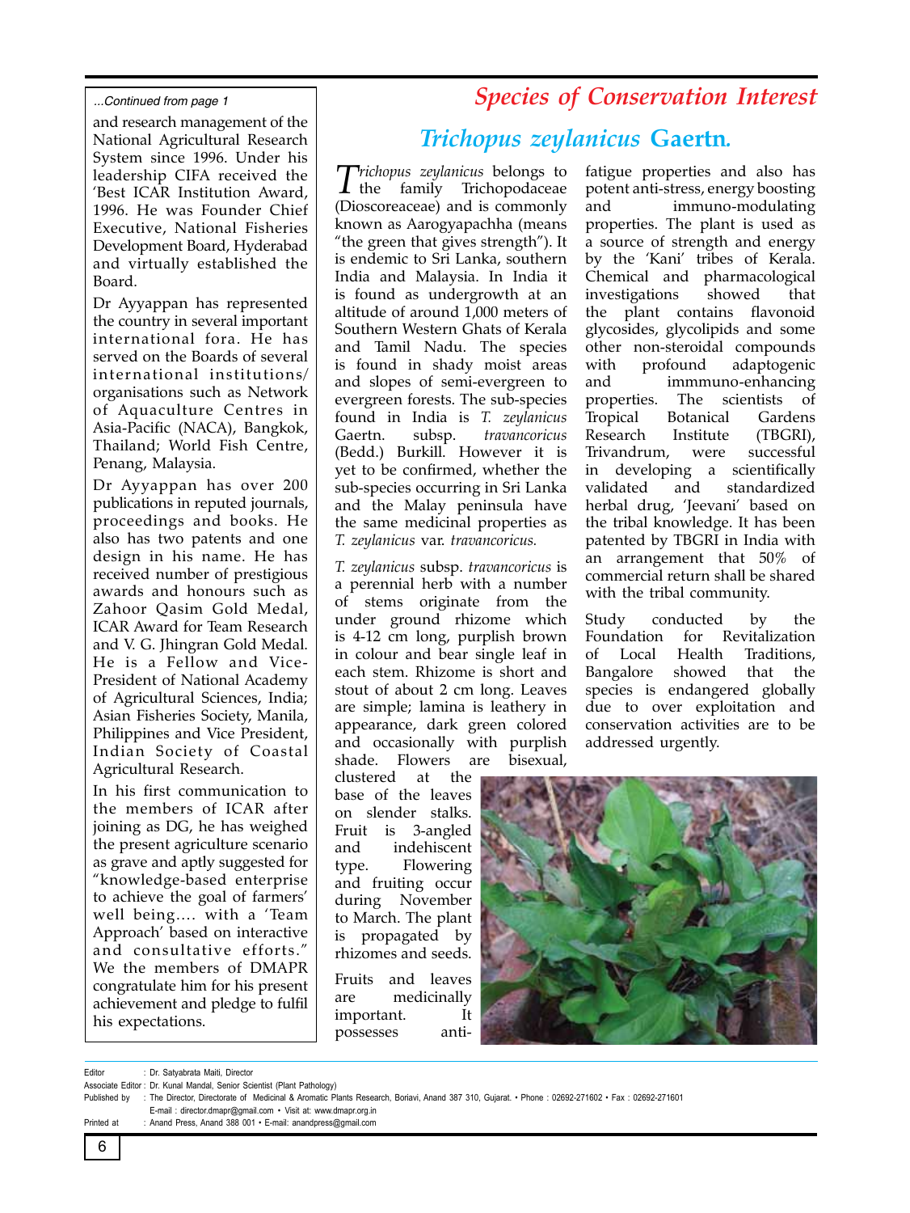*...Continued from page 1*

and research management of the National Agricultural Research System since 1996. Under his leadership CIFA received the 'Best ICAR Institution Award, 1996. He was Founder Chief Executive, National Fisheries Development Board, Hyderabad and virtually established the Board.

Dr Ayyappan has represented the country in several important international fora. He has served on the Boards of several international institutions/ organisations such as Network of Aquaculture Centres in Asia-Pacific (NACA), Bangkok, Thailand; World Fish Centre, Penang, Malaysia.

Dr Ayyappan has over 200 publications in reputed journals, proceedings and books. He also has two patents and one design in his name. He has received number of prestigious awards and honours such as Zahoor Qasim Gold Medal, ICAR Award for Team Research and V. G. Jhingran Gold Medal. He is a Fellow and Vice-President of National Academy of Agricultural Sciences, India; Asian Fisheries Society, Manila, Philippines and Vice President, Indian Society of Coastal Agricultural Research.

In his first communication to the members of ICAR after joining as DG, he has weighed the present agriculture scenario as grave and aptly suggested for "knowledge-based enterprise to achieve the goal of farmers' well being.... with a 'Team Approach' based on interactive and consultative efforts." We the members of DMAPR congratulate him for his present achievement and pledge to fulfil his expectations.

# *Species of Conservation Interest*

## *Trichopus zeylanicus* Gaertn.

*Trichopus zeylanicus* belongs to the family Trichopodaceae (Dioscoreaceae) and is commonly known as Aarogyapachha (means "the green that gives strength"). It is endemic to Sri Lanka, southern India and Malaysia. In India it is found as undergrowth at an altitude of around 1,000 meters of Southern Western Ghats of Kerala and Tamil Nadu. The species is found in shady moist areas and slopes of semi-evergreen to evergreen forests. The sub-species found in India is *T. zeylanicus* Gaertn. subsp. *travancoricus* (Bedd.) Burkill. However it is yet to be confirmed, whether the sub-species occurring in Sri Lanka and the Malay peninsula have the same medicinal properties as *T. zeylanicus* var. *travancoricus.*

*T. zeylanicus* subsp. *travancoricus* is a perennial herb with a number of stems originate from the under ground rhizome which is 4-12 cm long, purplish brown in colour and bear single leaf in each stem. Rhizome is short and stout of about 2 cm long. Leaves are simple; lamina is leathery in appearance, dark green colored and occasionally with purplish shade. Flowers are bisexual, clustered at the base of the leaves on slender stalks. Fruit is 3-angled and indehiscent type. Flowering and fruiting occur during November to March. The plant is propagated by rhizomes and seeds.

Fruits and leaves are medicinally important. It possesses anti-fatigue properties and also has potent anti-stress, energy boosting and immuno-modulating properties. The plant is used as a source of strength and energy by the 'Kani' tribes of Kerala. Chemical and pharmacological investigations showed that the plant contains flavonoid glycosides, glycolipids and some other non-steroidal compounds with profound adaptogenic and immmuno-enhancing properties. The scientists of Tropical Botanical Gardens Research Institute (TBGRI), Trivandrum, were successful in developing a scientifically validated and standardized herbal drug, 'Jeevani' based on the tribal knowledge. It has been patented by TBGRI in India with an arrangement that 50% of commercial return shall be shared with the tribal community.

Study conducted by the Foundation for Revitalization of Local Health Traditions, Bangalore showed that the species is endangered globally due to over exploitation and conservation activities are to be addressed urgently.

Editor : Dr. Satyabrata Maiti, Director
Associate Editor : Dr. Kunal Mandal, Senior Scientist (Plant Pathology)
Published by : The Director, Directorate of Medicinal & Aromatic Plants Research, Boriavi, Anand 387 310, Gujarat. • Phone : 02692-271602 • Fax : 02692-271601
E-mail : director.dmapr@gmail.com • Visit at: www.dmapr.org.in
Printed at : Anand Press, Anand 388 001 • E-mail: anandpress@gmail.com